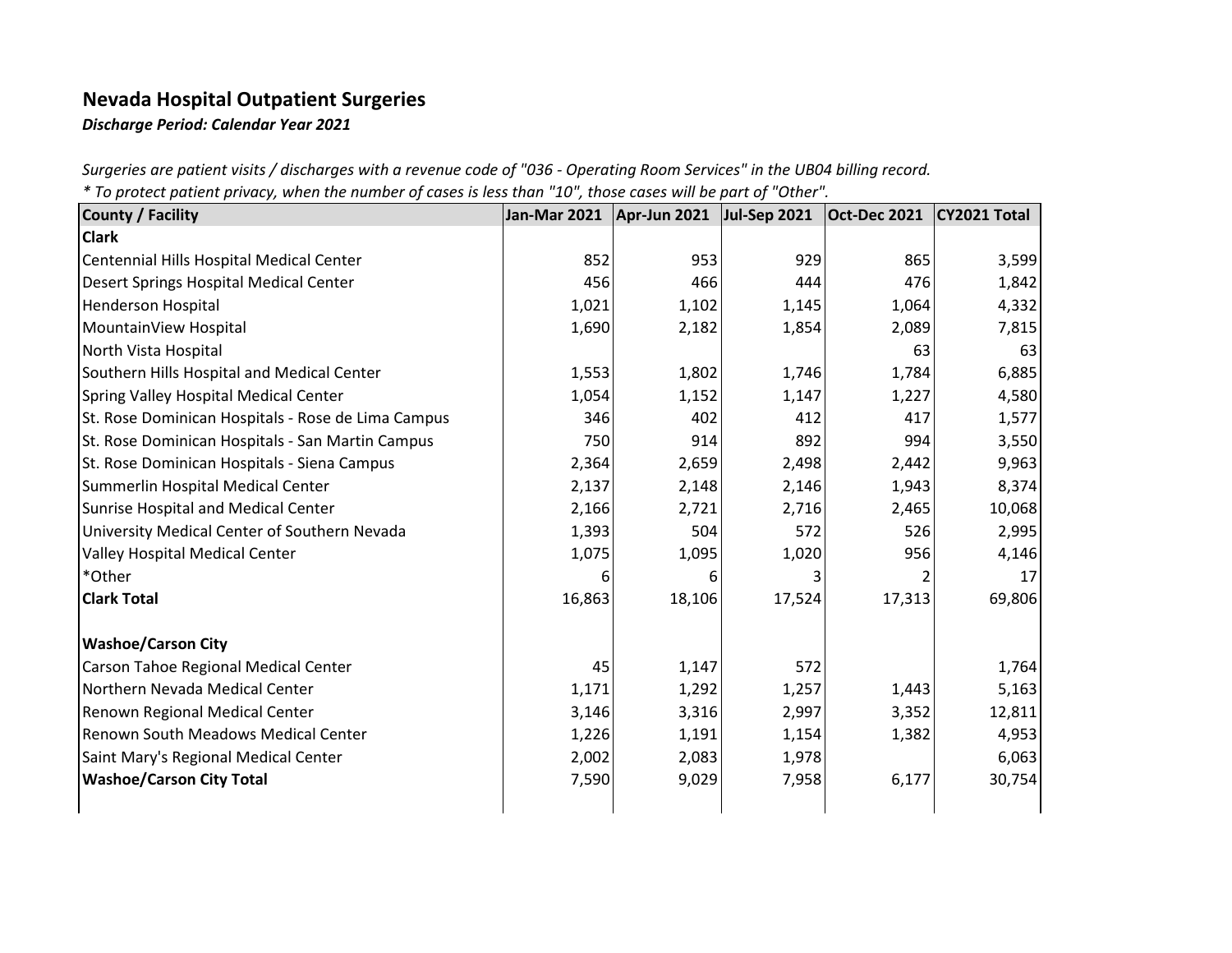# Nevada Hospital Outpatient Surgeries

***Discharge Period: Calendar Year 2021***

*Surgeries are patient visits / discharges with a revenue code of "036 - Operating Room Services" in the UB04 billing record.*

*\* To protect patient privacy, when the number of cases is less than "10", those cases will be part of "Other".*

| County / Facility | Jan-Mar 2021 | Apr-Jun 2021 | Jul-Sep 2021 | Oct-Dec 2021 | CY2021 Total |
|---|---|---|---|---|---|
| **Clark** | | | | | |
| Centennial Hills Hospital Medical Center | 852 | 953 | 929 | 865 | 3,599 |
| Desert Springs Hospital Medical Center | 456 | 466 | 444 | 476 | 1,842 |
| Henderson Hospital | 1,021 | 1,102 | 1,145 | 1,064 | 4,332 |
| MountainView Hospital | 1,690 | 2,182 | 1,854 | 2,089 | 7,815 |
| North Vista Hospital | | | | 63 | 63 |
| Southern Hills Hospital and Medical Center | 1,553 | 1,802 | 1,746 | 1,784 | 6,885 |
| Spring Valley Hospital Medical Center | 1,054 | 1,152 | 1,147 | 1,227 | 4,580 |
| St. Rose Dominican Hospitals - Rose de Lima Campus | 346 | 402 | 412 | 417 | 1,577 |
| St. Rose Dominican Hospitals - San Martin Campus | 750 | 914 | 892 | 994 | 3,550 |
| St. Rose Dominican Hospitals - Siena Campus | 2,364 | 2,659 | 2,498 | 2,442 | 9,963 |
| Summerlin Hospital Medical Center | 2,137 | 2,148 | 2,146 | 1,943 | 8,374 |
| Sunrise Hospital and Medical Center | 2,166 | 2,721 | 2,716 | 2,465 | 10,068 |
| University Medical Center of Southern Nevada | 1,393 | 504 | 572 | 526 | 2,995 |
| Valley Hospital Medical Center | 1,075 | 1,095 | 1,020 | 956 | 4,146 |
| *Other | 6 | 6 | 3 | 2 | 17 |
| **Clark Total** | 16,863 | 18,106 | 17,524 | 17,313 | 69,806 |
| | | | | | |
| **Washoe/Carson City** | | | | | |
| Carson Tahoe Regional Medical Center | 45 | 1,147 | 572 | | 1,764 |
| Northern Nevada Medical Center | 1,171 | 1,292 | 1,257 | 1,443 | 5,163 |
| Renown Regional Medical Center | 3,146 | 3,316 | 2,997 | 3,352 | 12,811 |
| Renown South Meadows Medical Center | 1,226 | 1,191 | 1,154 | 1,382 | 4,953 |
| Saint Mary's Regional Medical Center | 2,002 | 2,083 | 1,978 | | 6,063 |
| **Washoe/Carson City Total** | 7,590 | 9,029 | 7,958 | 6,177 | 30,754 |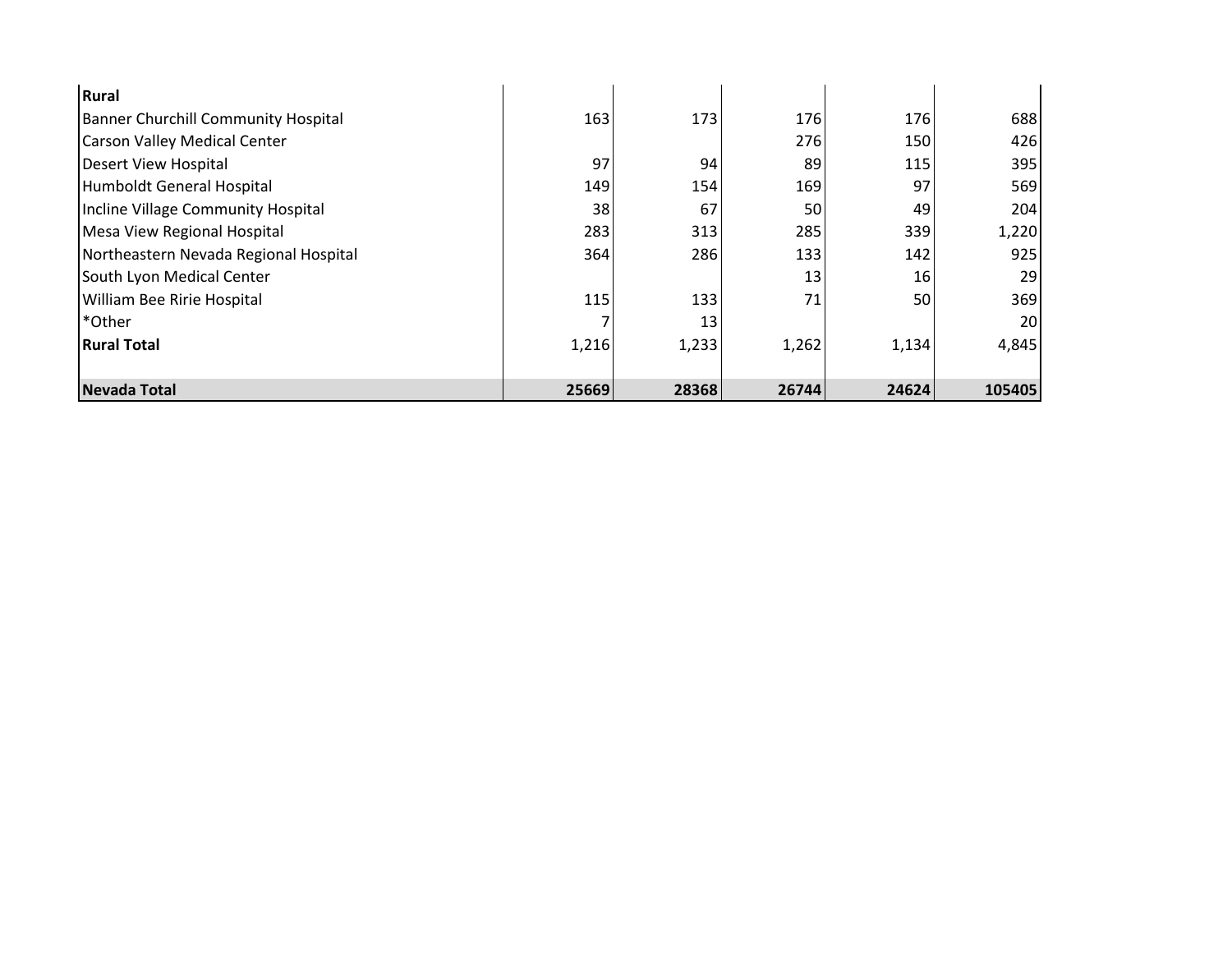| | | | | | |
|---|---|---|---|---|---|
| **Rural** | | | | | |
| Banner Churchill Community Hospital | 163 | 173 | 176 | 176 | 688 |
| Carson Valley Medical Center | | | 276 | 150 | 426 |
| Desert View Hospital | 97 | 94 | 89 | 115 | 395 |
| Humboldt General Hospital | 149 | 154 | 169 | 97 | 569 |
| Incline Village Community Hospital | 38 | 67 | 50 | 49 | 204 |
| Mesa View Regional Hospital | 283 | 313 | 285 | 339 | 1,220 |
| Northeastern Nevada Regional Hospital | 364 | 286 | 133 | 142 | 925 |
| South Lyon Medical Center | | | 13 | 16 | 29 |
| William Bee Ririe Hospital | 115 | 133 | 71 | 50 | 369 |
| *Other | 7 | 13 | | | 20 |
| **Rural Total** | 1,216 | 1,233 | 1,262 | 1,134 | 4,845 |
| | | | | | |
| **Nevada Total** | **25669** | **28368** | **26744** | **24624** | **105405** |